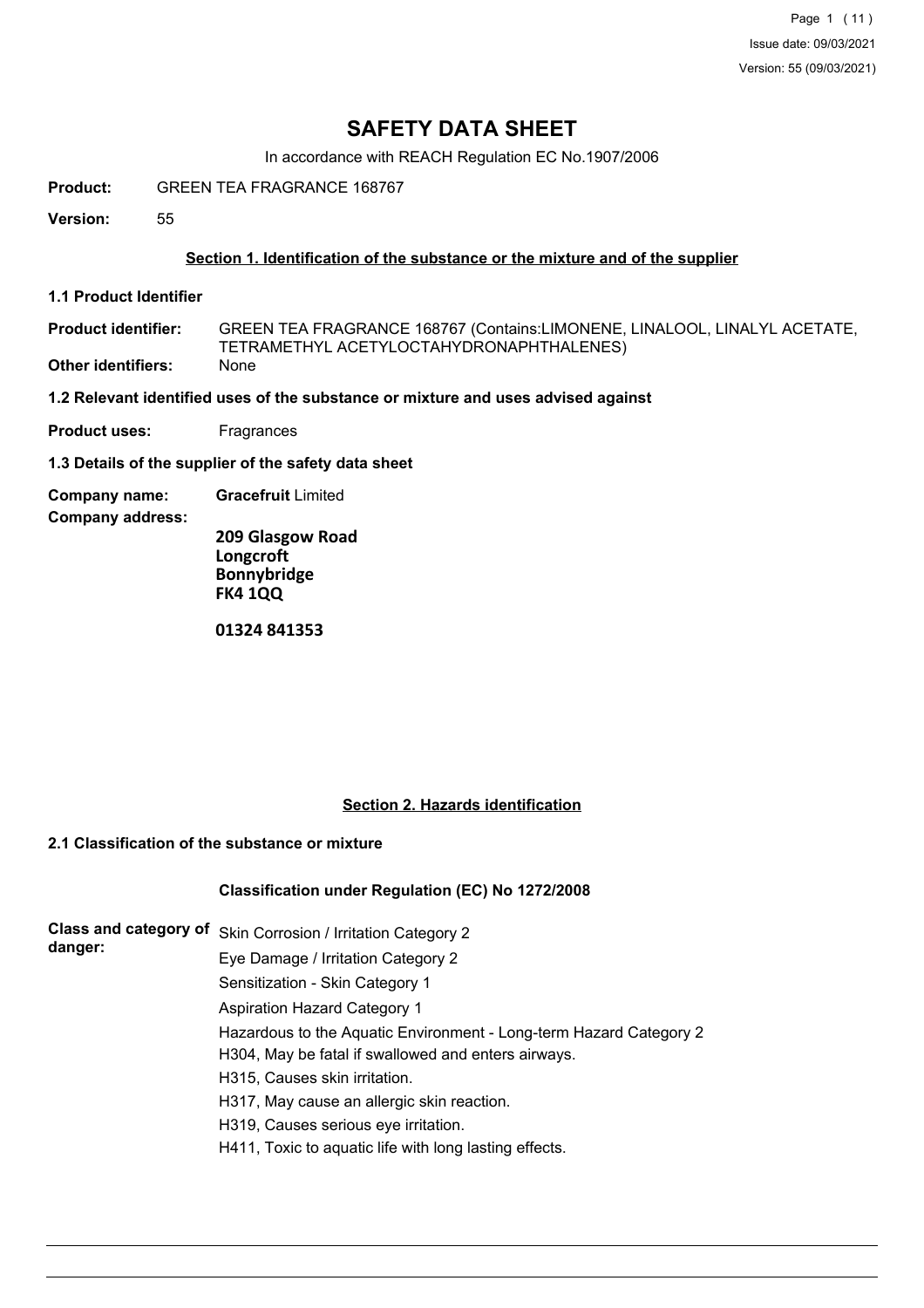# SAFETY DATA SHEET

In accordance with REACH Regulation EC No.1907/2006

**Product:** GREEN TEA FRAGRANCE 168767

**Version:** 55

## Section 1. Identification of the substance or the mixture and of the supplier

### 1.1 Product Identifier

**Product identifier:** GREEN TEA FRAGRANCE 168767 (Contains:LIMONENE, LINALOOL, LINALYL ACETATE, TETRAMETHYL ACETYLOCTAHYDRONAPHTHALENES)

**Other identifiers:** None

### 1.2 Relevant identified uses of the substance or mixture and uses advised against

**Product uses:** Fragrances

### 1.3 Details of the supplier of the safety data sheet

**Company name:** **Gracefruit** Limited

**Company address:**

**209 Glasgow Road**
**Longcroft**
**Bonnybridge**
**FK4 1QQ**

**01324 841353**

## Section 2. Hazards identification

### 2.1 Classification of the substance or mixture

**Classification under Regulation (EC) No 1272/2008**

**Class and category of danger:**

Skin Corrosion / Irritation Category 2

Eye Damage / Irritation Category 2

Sensitization - Skin Category 1

Aspiration Hazard Category 1

Hazardous to the Aquatic Environment - Long-term Hazard Category 2

H304, May be fatal if swallowed and enters airways.

H315, Causes skin irritation.

H317, May cause an allergic skin reaction.

H319, Causes serious eye irritation.

H411, Toxic to aquatic life with long lasting effects.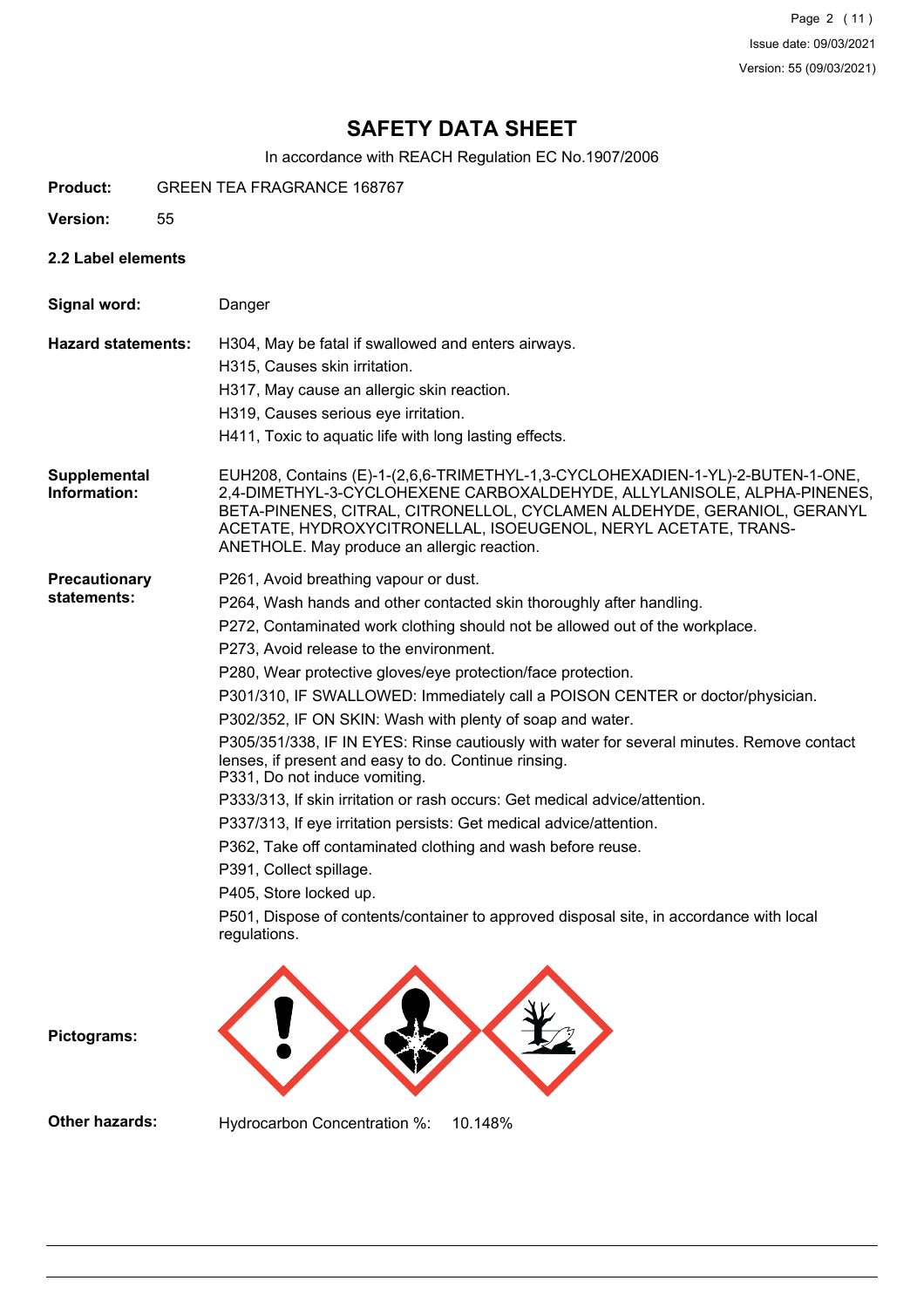# SAFETY DATA SHEET

In accordance with REACH Regulation EC No.1907/2006

**Product:** GREEN TEA FRAGRANCE 168767

**Version:** 55

## 2.2 Label elements

**Signal word:** Danger

**Hazard statements:**

H304, May be fatal if swallowed and enters airways.
H315, Causes skin irritation.
H317, May cause an allergic skin reaction.
H319, Causes serious eye irritation.
H411, Toxic to aquatic life with long lasting effects.

**Supplemental Information:**

EUH208, Contains (E)-1-(2,6,6-TRIMETHYL-1,3-CYCLOHEXADIEN-1-YL)-2-BUTEN-1-ONE, 2,4-DIMETHYL-3-CYCLOHEXENE CARBOXALDEHYDE, ALLYLANISOLE, ALPHA-PINENES, BETA-PINENES, CITRAL, CITRONELLOL, CYCLAMEN ALDEHYDE, GERANIOL, GERANYL ACETATE, HYDROXYCITRONELLAL, ISOEUGENOL, NERYL ACETATE, TRANS-ANETHOLE. May produce an allergic reaction.

**Precautionary statements:**

P261, Avoid breathing vapour or dust.
P264, Wash hands and other contacted skin thoroughly after handling.
P272, Contaminated work clothing should not be allowed out of the workplace.
P273, Avoid release to the environment.
P280, Wear protective gloves/eye protection/face protection.
P301/310, IF SWALLOWED: Immediately call a POISON CENTER or doctor/physician.
P302/352, IF ON SKIN: Wash with plenty of soap and water.
P305/351/338, IF IN EYES: Rinse cautiously with water for several minutes. Remove contact lenses, if present and easy to do. Continue rinsing.
P331, Do not induce vomiting.
P333/313, If skin irritation or rash occurs: Get medical advice/attention.
P337/313, If eye irritation persists: Get medical advice/attention.
P362, Take off contaminated clothing and wash before reuse.
P391, Collect spillage.
P405, Store locked up.
P501, Dispose of contents/container to approved disposal site, in accordance with local regulations.

**Pictograms:**

**Other hazards:** Hydrocarbon Concentration %: 10.148%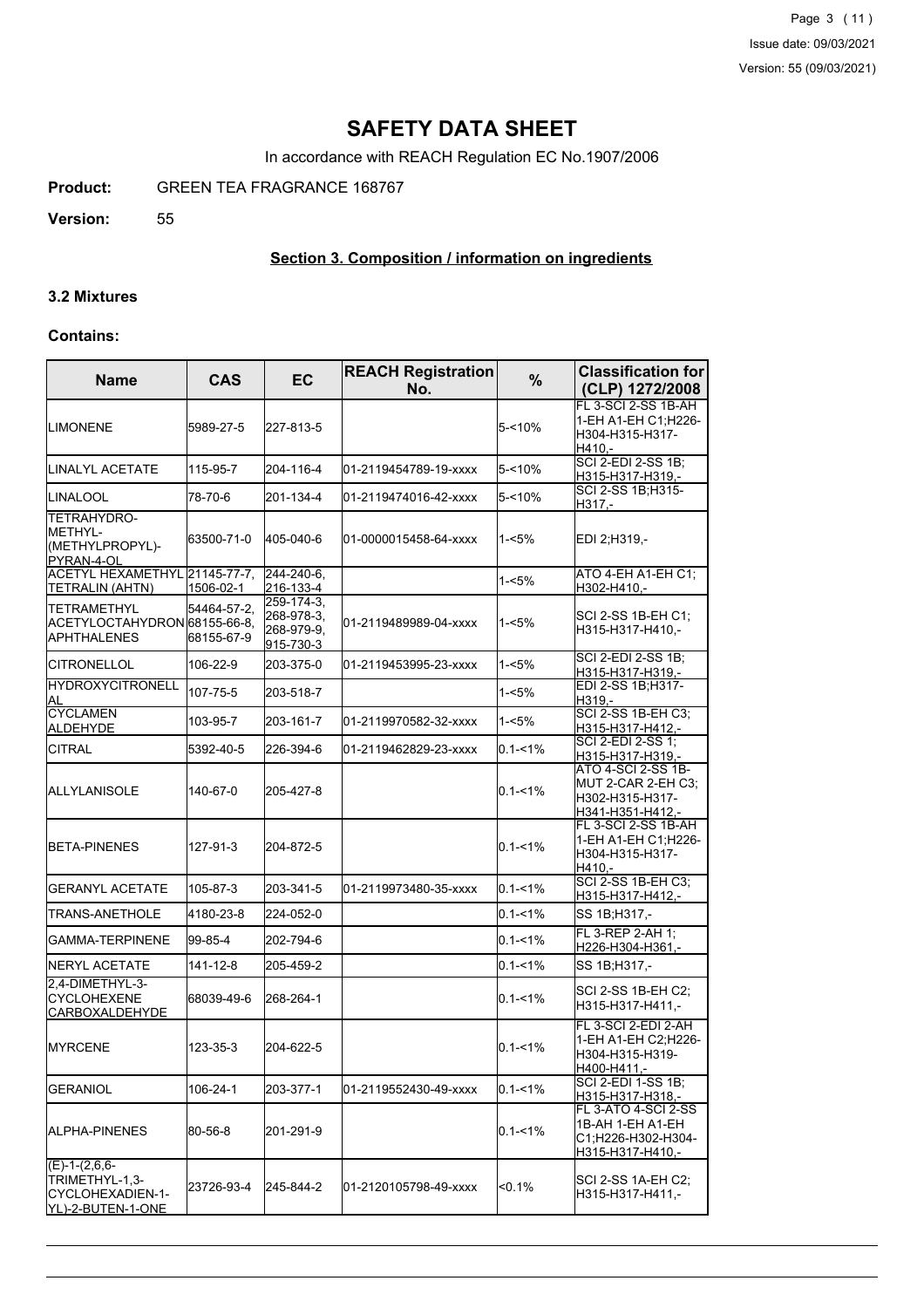# SAFETY DATA SHEET

In accordance with REACH Regulation EC No.1907/2006

**Product:** GREEN TEA FRAGRANCE 168767

**Version:** 55

## Section 3. Composition / information on ingredients

### 3.2 Mixtures

#### Contains:

| Name | CAS | EC | REACH Registration No. | % | Classification for (CLP) 1272/2008 |
|---|---|---|---|---|---|
| LIMONENE | 5989-27-5 | 227-813-5 | | 5-<10% | FL 3-SCI 2-SS 1B-AH 1-EH A1-EH C1;H226-H304-H315-H317-H410,- |
| LINALYL ACETATE | 115-95-7 | 204-116-4 | 01-2119454789-19-xxxx | 5-<10% | SCI 2-EDI 2-SS 1B;H315-H317-H319,- |
| LINALOOL | 78-70-6 | 201-134-4 | 01-2119474016-42-xxxx | 5-<10% | SCI 2-SS 1B;H315-H317,- |
| TETRAHYDRO-METHYL-(METHYLPROPYL)-PYRAN-4-OL | 63500-71-0 | 405-040-6 | 01-0000015458-64-xxxx | 1-<5% | EDI 2;H319,- |
| ACETYL HEXAMETHYL TETRALIN (AHTN) | 21145-77-7, 1506-02-1 | 244-240-6, 216-133-4 | | 1-<5% | ATO 4-EH A1-EH C1;H302-H410,- |
| TETRAMETHYL ACETYLOCTAHYDRONAPHTHALENES | 54464-57-2, 68155-66-8, 68155-67-9 | 259-174-3, 268-978-3, 268-979-9, 915-730-3 | 01-2119489989-04-xxxx | 1-<5% | SCI 2-SS 1B-EH C1;H315-H317-H410,- |
| CITRONELLOL | 106-22-9 | 203-375-0 | 01-2119453995-23-xxxx | 1-<5% | SCI 2-EDI 2-SS 1B;H315-H317-H319,- |
| HYDROXYCITRONELLAL | 107-75-5 | 203-518-7 | | 1-<5% | EDI 2-SS 1B;H317-H319,- |
| CYCLAMEN ALDEHYDE | 103-95-7 | 203-161-7 | 01-2119970582-32-xxxx | 1-<5% | SCI 2-SS 1B-EH C3;H315-H317-H412,- |
| CITRAL | 5392-40-5 | 226-394-6 | 01-2119462829-23-xxxx | 0.1-<1% | SCI 2-EDI 2-SS 1;H315-H317-H319,- |
| ALLYLANISOLE | 140-67-0 | 205-427-8 | | 0.1-<1% | ATO 4-SCI 2-SS 1B-MUT 2-CAR 2-EH C3;H302-H315-H317-H341-H351-H412,- |
| BETA-PINENES | 127-91-3 | 204-872-5 | | 0.1-<1% | FL 3-SCI 2-SS 1B-AH 1-EH A1-EH C1;H226-H304-H315-H317-H410,- |
| GERANYL ACETATE | 105-87-3 | 203-341-5 | 01-2119973480-35-xxxx | 0.1-<1% | SCI 2-SS 1B-EH C3;H315-H317-H412,- |
| TRANS-ANETHOLE | 4180-23-8 | 224-052-0 | | 0.1-<1% | SS 1B;H317,- |
| GAMMA-TERPINENE | 99-85-4 | 202-794-6 | | 0.1-<1% | FL 3-REP 2-AH 1;H226-H304-H361,- |
| NERYL ACETATE | 141-12-8 | 205-459-2 | | 0.1-<1% | SS 1B;H317,- |
| 2,4-DIMETHYL-3-CYCLOHEXENE CARBOXALDEHYDE | 68039-49-6 | 268-264-1 | | 0.1-<1% | SCI 2-SS 1B-EH C2;H315-H317-H411,- |
| MYRCENE | 123-35-3 | 204-622-5 | | 0.1-<1% | FL 3-SCI 2-EDI 2-AH 1-EH A1-EH C2;H226-H304-H315-H319-H400-H411,- |
| GERANIOL | 106-24-1 | 203-377-1 | 01-2119552430-49-xxxx | 0.1-<1% | SCI 2-EDI 1-SS 1B;H315-H317-H318,- |
| ALPHA-PINENES | 80-56-8 | 201-291-9 | | 0.1-<1% | FL 3-ATO 4-SCI 2-SS 1B-AH 1-EH A1-EH C1;H226-H302-H304-H315-H317-H410,- |
| (E)-1-(2,6,6-TRIMETHYL-1,3-CYCLOHEXADIEN-1-YL)-2-BUTEN-1-ONE | 23726-93-4 | 245-844-2 | 01-2120105798-49-xxxx | <0.1% | SCI 2-SS 1A-EH C2;H315-H317-H411,- |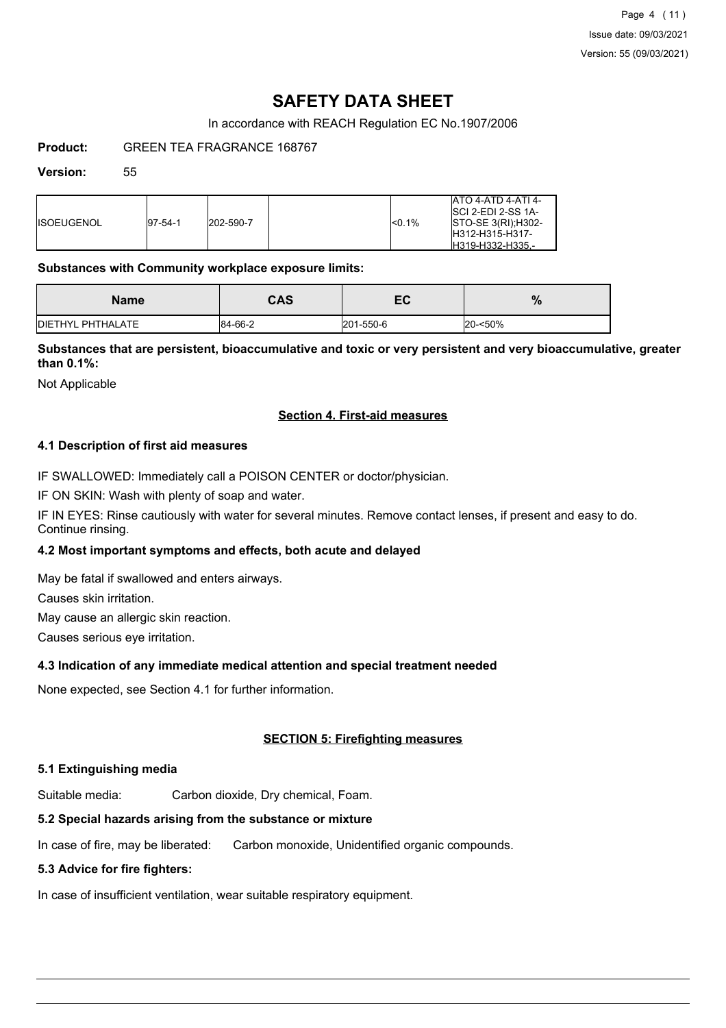| ISOEUGENOL | 97-54-1 | 202-590-7 | | <0.1% | ATO 4-ATD 4-ATI 4-SCI 2-EDI 2-SS 1A-STO-SE 3(RI);H302-H312-H315-H317-H319-H332-H335,- |
|---|---|---|---|---|---|

**Substances with Community workplace exposure limits:**

| Name | CAS | EC | % |
|---|---|---|---|
| DIETHYL PHTHALATE | 84-66-2 | 201-550-6 | 20-<50% |

**Substances that are persistent, bioaccumulative and toxic or very persistent and very bioaccumulative, greater than 0.1%:**

Not Applicable

## Section 4. First-aid measures

### 4.1 Description of first aid measures

IF SWALLOWED: Immediately call a POISON CENTER or doctor/physician.

IF ON SKIN: Wash with plenty of soap and water.

IF IN EYES: Rinse cautiously with water for several minutes. Remove contact lenses, if present and easy to do. Continue rinsing.

### 4.2 Most important symptoms and effects, both acute and delayed

May be fatal if swallowed and enters airways.

Causes skin irritation.

May cause an allergic skin reaction.

Causes serious eye irritation.

### 4.3 Indication of any immediate medical attention and special treatment needed

None expected, see Section 4.1 for further information.

## SECTION 5: Firefighting measures

### 5.1 Extinguishing media

Suitable media: Carbon dioxide, Dry chemical, Foam.

### 5.2 Special hazards arising from the substance or mixture

In case of fire, may be liberated: Carbon monoxide, Unidentified organic compounds.

### 5.3 Advice for fire fighters:

In case of insufficient ventilation, wear suitable respiratory equipment.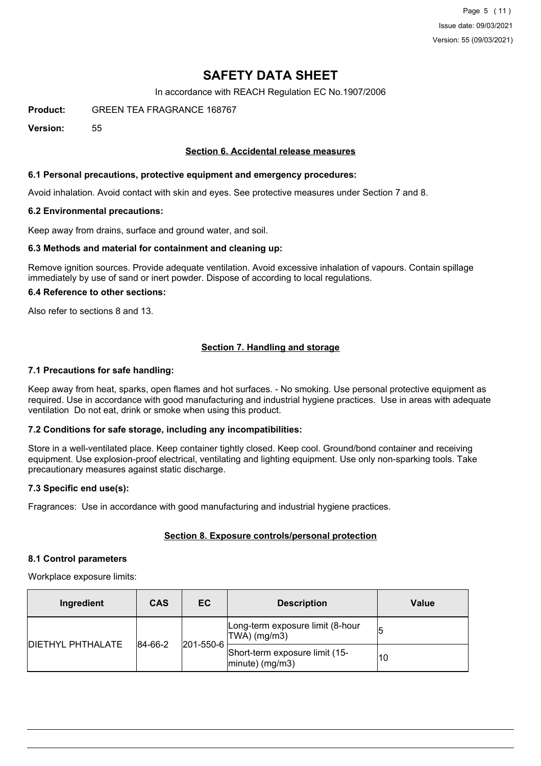# SAFETY DATA SHEET

In accordance with REACH Regulation EC No.1907/2006

**Product:** GREEN TEA FRAGRANCE 168767

**Version:** 55

## Section 6. Accidental release measures

### 6.1 Personal precautions, protective equipment and emergency procedures:

Avoid inhalation. Avoid contact with skin and eyes. See protective measures under Section 7 and 8.

### 6.2 Environmental precautions:

Keep away from drains, surface and ground water, and soil.

### 6.3 Methods and material for containment and cleaning up:

Remove ignition sources. Provide adequate ventilation. Avoid excessive inhalation of vapours. Contain spillage immediately by use of sand or inert powder. Dispose of according to local regulations.

### 6.4 Reference to other sections:

Also refer to sections 8 and 13.

## Section 7. Handling and storage

### 7.1 Precautions for safe handling:

Keep away from heat, sparks, open flames and hot surfaces. - No smoking. Use personal protective equipment as required. Use in accordance with good manufacturing and industrial hygiene practices. Use in areas with adequate ventilation Do not eat, drink or smoke when using this product.

### 7.2 Conditions for safe storage, including any incompatibilities:

Store in a well-ventilated place. Keep container tightly closed. Keep cool. Ground/bond container and receiving equipment. Use explosion-proof electrical, ventilating and lighting equipment. Use only non-sparking tools. Take precautionary measures against static discharge.

### 7.3 Specific end use(s):

Fragrances: Use in accordance with good manufacturing and industrial hygiene practices.

## Section 8. Exposure controls/personal protection

### 8.1 Control parameters

Workplace exposure limits:

| Ingredient | CAS | EC | Description | Value |
|---|---|---|---|---|
| DIETHYL PHTHALATE | 84-66-2 | 201-550-6 | Long-term exposure limit (8-hour TWA) (mg/m3) | 5 |
| | | | Short-term exposure limit (15-minute) (mg/m3) | 10 |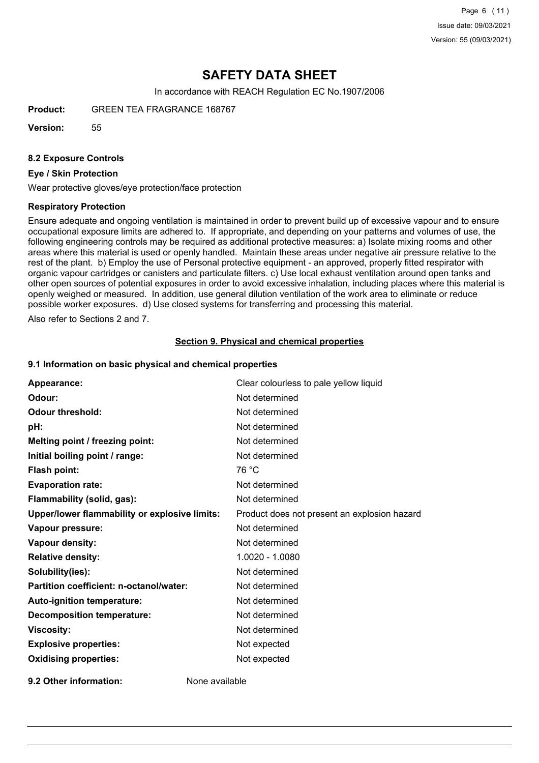# SAFETY DATA SHEET

In accordance with REACH Regulation EC No.1907/2006

**Product:** GREEN TEA FRAGRANCE 168767

**Version:** 55

### 8.2 Exposure Controls

#### Eye / Skin Protection

Wear protective gloves/eye protection/face protection

#### Respiratory Protection

Ensure adequate and ongoing ventilation is maintained in order to prevent build up of excessive vapour and to ensure occupational exposure limits are adhered to. If appropriate, and depending on your patterns and volumes of use, the following engineering controls may be required as additional protective measures: a) Isolate mixing rooms and other areas where this material is used or openly handled. Maintain these areas under negative air pressure relative to the rest of the plant. b) Employ the use of Personal protective equipment - an approved, properly fitted respirator with organic vapour cartridges or canisters and particulate filters. c) Use local exhaust ventilation around open tanks and other open sources of potential exposures in order to avoid excessive inhalation, including places where this material is openly weighed or measured. In addition, use general dilution ventilation of the work area to eliminate or reduce possible worker exposures. d) Use closed systems for transferring and processing this material.

Also refer to Sections 2 and 7.

## Section 9. Physical and chemical properties

### 9.1 Information on basic physical and chemical properties

| | |
|---|---|
| **Appearance:** | Clear colourless to pale yellow liquid |
| **Odour:** | Not determined |
| **Odour threshold:** | Not determined |
| **pH:** | Not determined |
| **Melting point / freezing point:** | Not determined |
| **Initial boiling point / range:** | Not determined |
| **Flash point:** | 76 °C |
| **Evaporation rate:** | Not determined |
| **Flammability (solid, gas):** | Not determined |
| **Upper/lower flammability or explosive limits:** | Product does not present an explosion hazard |
| **Vapour pressure:** | Not determined |
| **Vapour density:** | Not determined |
| **Relative density:** | 1.0020 - 1.0080 |
| **Solubility(ies):** | Not determined |
| **Partition coefficient: n-octanol/water:** | Not determined |
| **Auto-ignition temperature:** | Not determined |
| **Decomposition temperature:** | Not determined |
| **Viscosity:** | Not determined |
| **Explosive properties:** | Not expected |
| **Oxidising properties:** | Not expected |

**9.2 Other information:** None available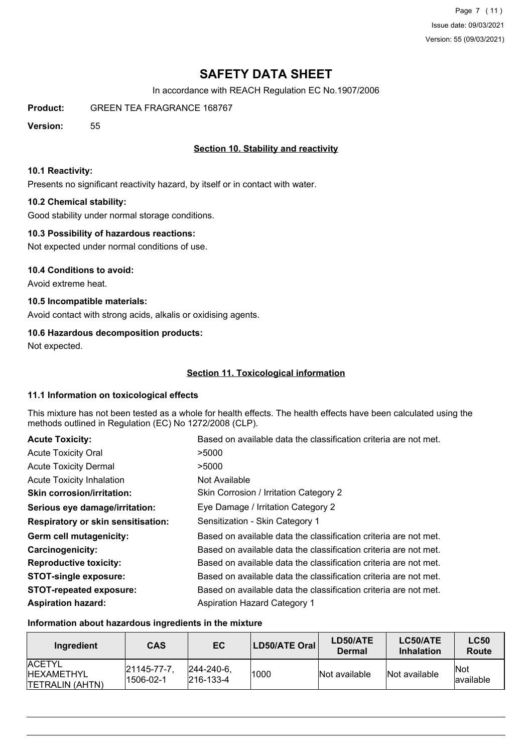# SAFETY DATA SHEET

In accordance with REACH Regulation EC No.1907/2006

**Product:** GREEN TEA FRAGRANCE 168767

**Version:** 55

## Section 10. Stability and reactivity

### 10.1 Reactivity:

Presents no significant reactivity hazard, by itself or in contact with water.

### 10.2 Chemical stability:

Good stability under normal storage conditions.

### 10.3 Possibility of hazardous reactions:

Not expected under normal conditions of use.

### 10.4 Conditions to avoid:

Avoid extreme heat.

### 10.5 Incompatible materials:

Avoid contact with strong acids, alkalis or oxidising agents.

### 10.6 Hazardous decomposition products:

Not expected.

## Section 11. Toxicological information

### 11.1 Information on toxicological effects

This mixture has not been tested as a whole for health effects. The health effects have been calculated using the methods outlined in Regulation (EC) No 1272/2008 (CLP).

| | |
|---|---|
| **Acute Toxicity:** | Based on available data the classification criteria are not met. |
| Acute Toxicity Oral | >5000 |
| Acute Toxicity Dermal | >5000 |
| Acute Toxicity Inhalation | Not Available |
| **Skin corrosion/irritation:** | Skin Corrosion / Irritation Category 2 |
| **Serious eye damage/irritation:** | Eye Damage / Irritation Category 2 |
| **Respiratory or skin sensitisation:** | Sensitization - Skin Category 1 |
| **Germ cell mutagenicity:** | Based on available data the classification criteria are not met. |
| **Carcinogenicity:** | Based on available data the classification criteria are not met. |
| **Reproductive toxicity:** | Based on available data the classification criteria are not met. |
| **STOT-single exposure:** | Based on available data the classification criteria are not met. |
| **STOT-repeated exposure:** | Based on available data the classification criteria are not met. |
| **Aspiration hazard:** | Aspiration Hazard Category 1 |

### Information about hazardous ingredients in the mixture

| Ingredient | CAS | EC | LD50/ATE Oral | LD50/ATE Dermal | LC50/ATE Inhalation | LC50 Route |
|---|---|---|---|---|---|---|
| ACETYL HEXAMETHYL TETRALIN (AHTN) | 21145-77-7, 1506-02-1 | 244-240-6, 216-133-4 | 1000 | Not available | Not available | Not available |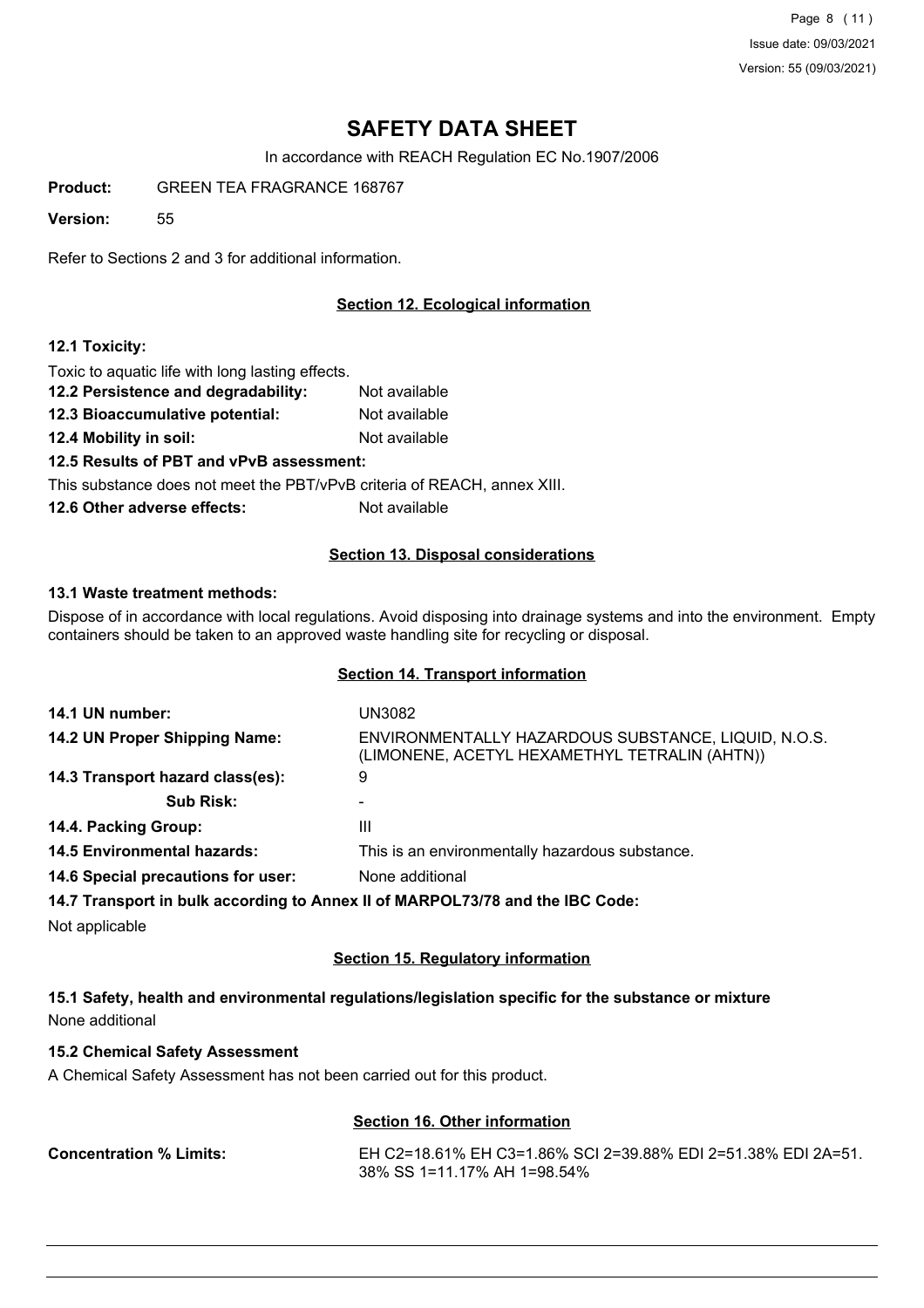# SAFETY DATA SHEET

In accordance with REACH Regulation EC No.1907/2006

**Product:** GREEN TEA FRAGRANCE 168767

**Version:** 55

Refer to Sections 2 and 3 for additional information.

## Section 12. Ecological information

### 12.1 Toxicity:

Toxic to aquatic life with long lasting effects.

**12.2 Persistence and degradability:** Not available

**12.3 Bioaccumulative potential:** Not available

**12.4 Mobility in soil:** Not available

**12.5 Results of PBT and vPvB assessment:**

This substance does not meet the PBT/vPvB criteria of REACH, annex XIII.

**12.6 Other adverse effects:** Not available

## Section 13. Disposal considerations

### 13.1 Waste treatment methods:

Dispose of in accordance with local regulations. Avoid disposing into drainage systems and into the environment. Empty containers should be taken to an approved waste handling site for recycling or disposal.

## Section 14. Transport information

**14.1 UN number:** UN3082

**14.2 UN Proper Shipping Name:** ENVIRONMENTALLY HAZARDOUS SUBSTANCE, LIQUID, N.O.S. (LIMONENE, ACETYL HEXAMETHYL TETRALIN (AHTN))

**14.3 Transport hazard class(es):** 9

**Sub Risk:** -

**14.4. Packing Group:** III

**14.5 Environmental hazards:** This is an environmentally hazardous substance.

**14.6 Special precautions for user:** None additional

**14.7 Transport in bulk according to Annex II of MARPOL73/78 and the IBC Code:**

Not applicable

## Section 15. Regulatory information

### 15.1 Safety, health and environmental regulations/legislation specific for the substance or mixture

None additional

### 15.2 Chemical Safety Assessment

A Chemical Safety Assessment has not been carried out for this product.

## Section 16. Other information

**Concentration % Limits:** EH C2=18.61% EH C3=1.86% SCI 2=39.88% EDI 2=51.38% EDI 2A=51.38% SS 1=11.17% AH 1=98.54%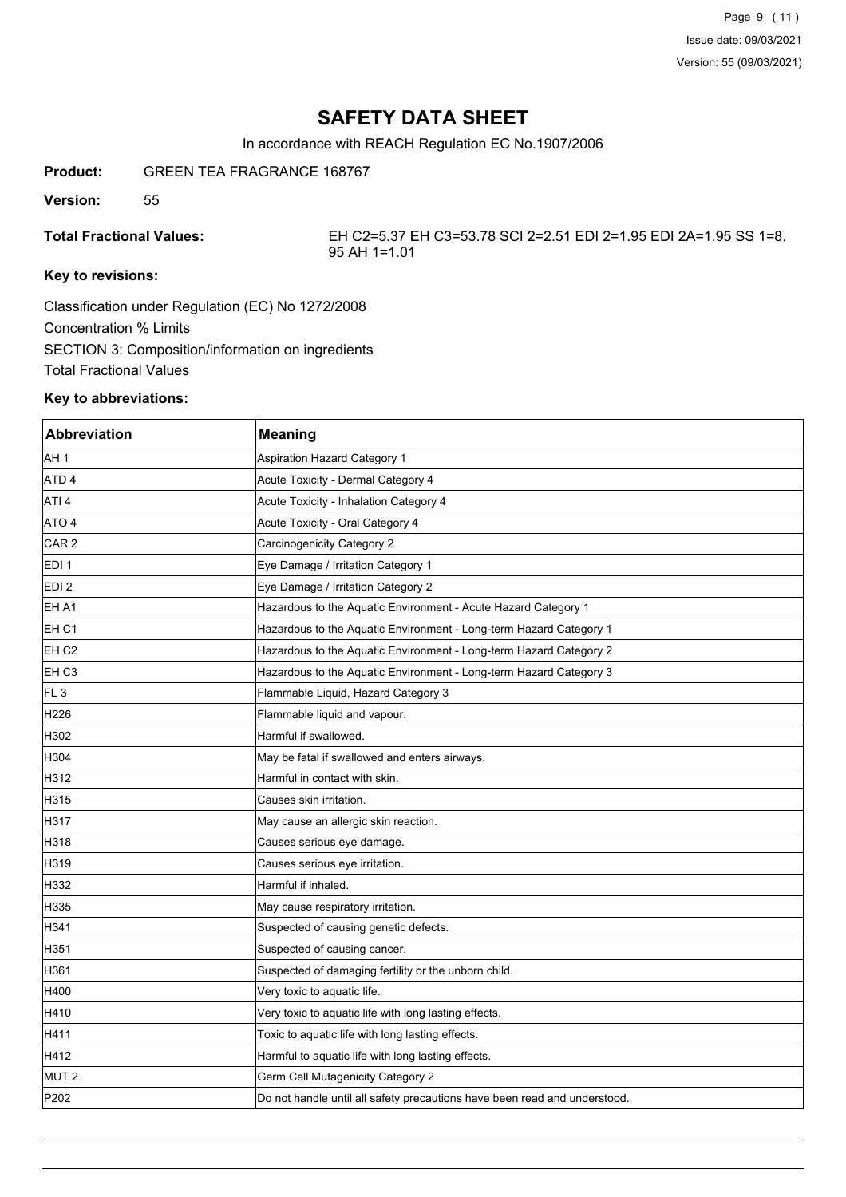# SAFETY DATA SHEET

In accordance with REACH Regulation EC No.1907/2006

**Product:** GREEN TEA FRAGRANCE 168767

**Version:** 55

**Total Fractional Values:** EH C2=5.37 EH C3=53.78 SCI 2=2.51 EDI 2=1.95 EDI 2A=1.95 SS 1=8.95 AH 1=1.01

**Key to revisions:**

Classification under Regulation (EC) No 1272/2008

Concentration % Limits

SECTION 3: Composition/information on ingredients

Total Fractional Values

**Key to abbreviations:**

| Abbreviation | Meaning |
|---|---|
| AH 1 | Aspiration Hazard Category 1 |
| ATD 4 | Acute Toxicity - Dermal Category 4 |
| ATI 4 | Acute Toxicity - Inhalation Category 4 |
| ATO 4 | Acute Toxicity - Oral Category 4 |
| CAR 2 | Carcinogenicity Category 2 |
| EDI 1 | Eye Damage / Irritation Category 1 |
| EDI 2 | Eye Damage / Irritation Category 2 |
| EH A1 | Hazardous to the Aquatic Environment - Acute Hazard Category 1 |
| EH C1 | Hazardous to the Aquatic Environment - Long-term Hazard Category 1 |
| EH C2 | Hazardous to the Aquatic Environment - Long-term Hazard Category 2 |
| EH C3 | Hazardous to the Aquatic Environment - Long-term Hazard Category 3 |
| FL 3 | Flammable Liquid, Hazard Category 3 |
| H226 | Flammable liquid and vapour. |
| H302 | Harmful if swallowed. |
| H304 | May be fatal if swallowed and enters airways. |
| H312 | Harmful in contact with skin. |
| H315 | Causes skin irritation. |
| H317 | May cause an allergic skin reaction. |
| H318 | Causes serious eye damage. |
| H319 | Causes serious eye irritation. |
| H332 | Harmful if inhaled. |
| H335 | May cause respiratory irritation. |
| H341 | Suspected of causing genetic defects. |
| H351 | Suspected of causing cancer. |
| H361 | Suspected of damaging fertility or the unborn child. |
| H400 | Very toxic to aquatic life. |
| H410 | Very toxic to aquatic life with long lasting effects. |
| H411 | Toxic to aquatic life with long lasting effects. |
| H412 | Harmful to aquatic life with long lasting effects. |
| MUT 2 | Germ Cell Mutagenicity Category 2 |
| P202 | Do not handle until all safety precautions have been read and understood. |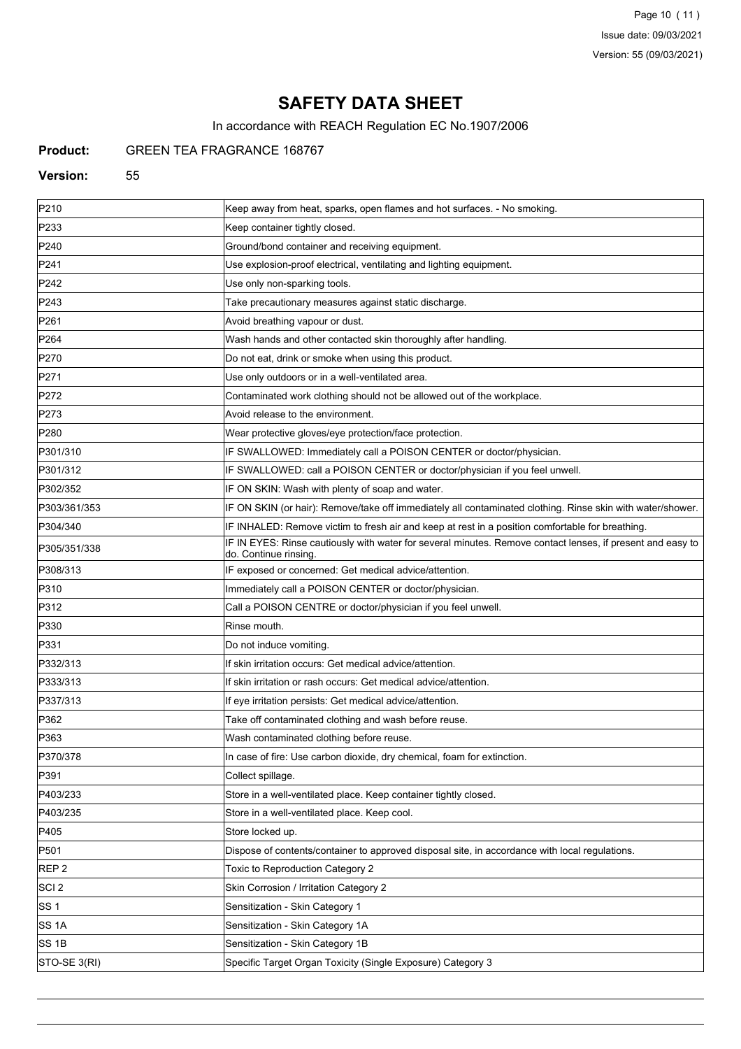| | |
|---|---|
| P210 | Keep away from heat, sparks, open flames and hot surfaces. - No smoking. |
| P233 | Keep container tightly closed. |
| P240 | Ground/bond container and receiving equipment. |
| P241 | Use explosion-proof electrical, ventilating and lighting equipment. |
| P242 | Use only non-sparking tools. |
| P243 | Take precautionary measures against static discharge. |
| P261 | Avoid breathing vapour or dust. |
| P264 | Wash hands and other contacted skin thoroughly after handling. |
| P270 | Do not eat, drink or smoke when using this product. |
| P271 | Use only outdoors or in a well-ventilated area. |
| P272 | Contaminated work clothing should not be allowed out of the workplace. |
| P273 | Avoid release to the environment. |
| P280 | Wear protective gloves/eye protection/face protection. |
| P301/310 | IF SWALLOWED: Immediately call a POISON CENTER or doctor/physician. |
| P301/312 | IF SWALLOWED: call a POISON CENTER or doctor/physician if you feel unwell. |
| P302/352 | IF ON SKIN: Wash with plenty of soap and water. |
| P303/361/353 | IF ON SKIN (or hair): Remove/take off immediately all contaminated clothing. Rinse skin with water/shower. |
| P304/340 | IF INHALED: Remove victim to fresh air and keep at rest in a position comfortable for breathing. |
| P305/351/338 | IF IN EYES: Rinse cautiously with water for several minutes. Remove contact lenses, if present and easy to do. Continue rinsing. |
| P308/313 | IF exposed or concerned: Get medical advice/attention. |
| P310 | Immediately call a POISON CENTER or doctor/physician. |
| P312 | Call a POISON CENTRE or doctor/physician if you feel unwell. |
| P330 | Rinse mouth. |
| P331 | Do not induce vomiting. |
| P332/313 | If skin irritation occurs: Get medical advice/attention. |
| P333/313 | If skin irritation or rash occurs: Get medical advice/attention. |
| P337/313 | If eye irritation persists: Get medical advice/attention. |
| P362 | Take off contaminated clothing and wash before reuse. |
| P363 | Wash contaminated clothing before reuse. |
| P370/378 | In case of fire: Use carbon dioxide, dry chemical, foam for extinction. |
| P391 | Collect spillage. |
| P403/233 | Store in a well-ventilated place. Keep container tightly closed. |
| P403/235 | Store in a well-ventilated place. Keep cool. |
| P405 | Store locked up. |
| P501 | Dispose of contents/container to approved disposal site, in accordance with local regulations. |
| REP 2 | Toxic to Reproduction Category 2 |
| SCI 2 | Skin Corrosion / Irritation Category 2 |
| SS 1 | Sensitization - Skin Category 1 |
| SS 1A | Sensitization - Skin Category 1A |
| SS 1B | Sensitization - Skin Category 1B |
| STO-SE 3(RI) | Specific Target Organ Toxicity (Single Exposure) Category 3 |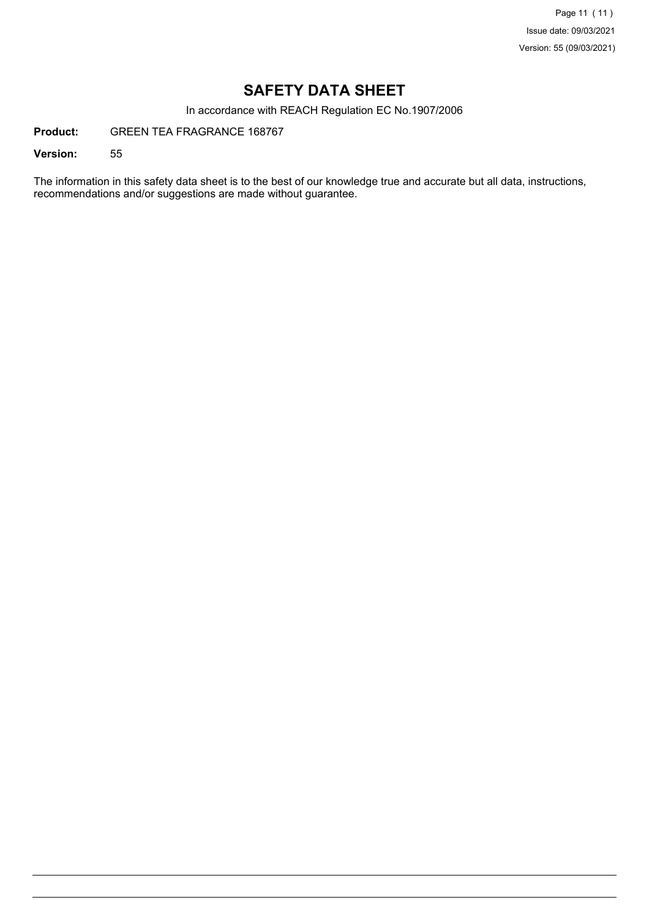# SAFETY DATA SHEET

In accordance with REACH Regulation EC No.1907/2006

**Product:** GREEN TEA FRAGRANCE 168767

**Version:** 55

The information in this safety data sheet is to the best of our knowledge true and accurate but all data, instructions, recommendations and/or suggestions are made without guarantee.